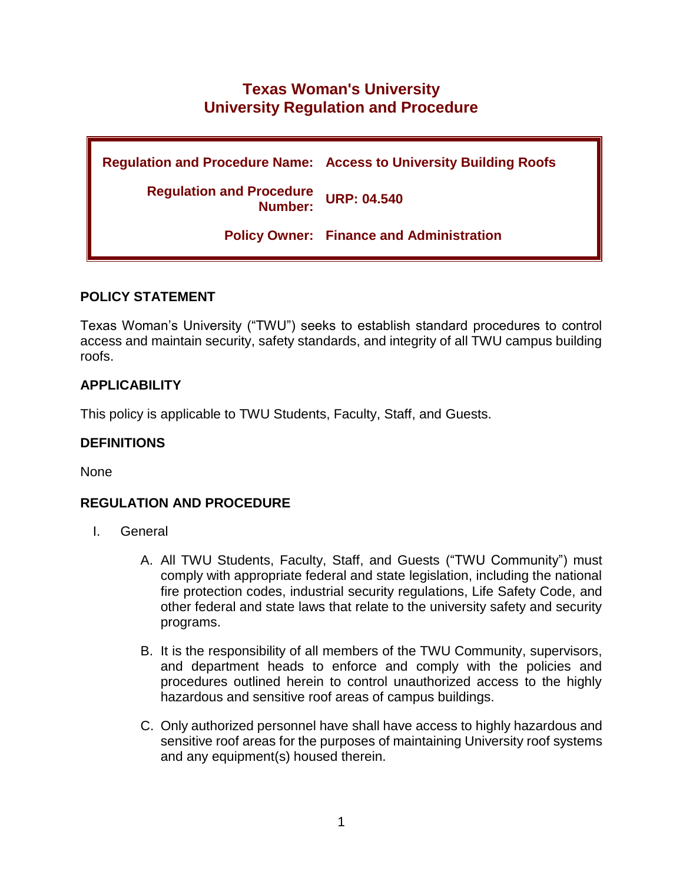# Texas Woman's University
# University Regulation and Procedure

| | |
|---|---|
| **Regulation and Procedure Name:** | **Access to University Building Roofs** |
| **Regulation and Procedure Number:** | **URP: 04.540** |
| **Policy Owner:** | **Finance and Administration** |

## POLICY STATEMENT

Texas Woman's University ("TWU") seeks to establish standard procedures to control access and maintain security, safety standards, and integrity of all TWU campus building roofs.

## APPLICABILITY

This policy is applicable to TWU Students, Faculty, Staff, and Guests.

## DEFINITIONS

None

## REGULATION AND PROCEDURE

I. General

   A. All TWU Students, Faculty, Staff, and Guests ("TWU Community") must comply with appropriate federal and state legislation, including the national fire protection codes, industrial security regulations, Life Safety Code, and other federal and state laws that relate to the university safety and security programs.

   B. It is the responsibility of all members of the TWU Community, supervisors, and department heads to enforce and comply with the policies and procedures outlined herein to control unauthorized access to the highly hazardous and sensitive roof areas of campus buildings.

   C. Only authorized personnel have shall have access to highly hazardous and sensitive roof areas for the purposes of maintaining University roof systems and any equipment(s) housed therein.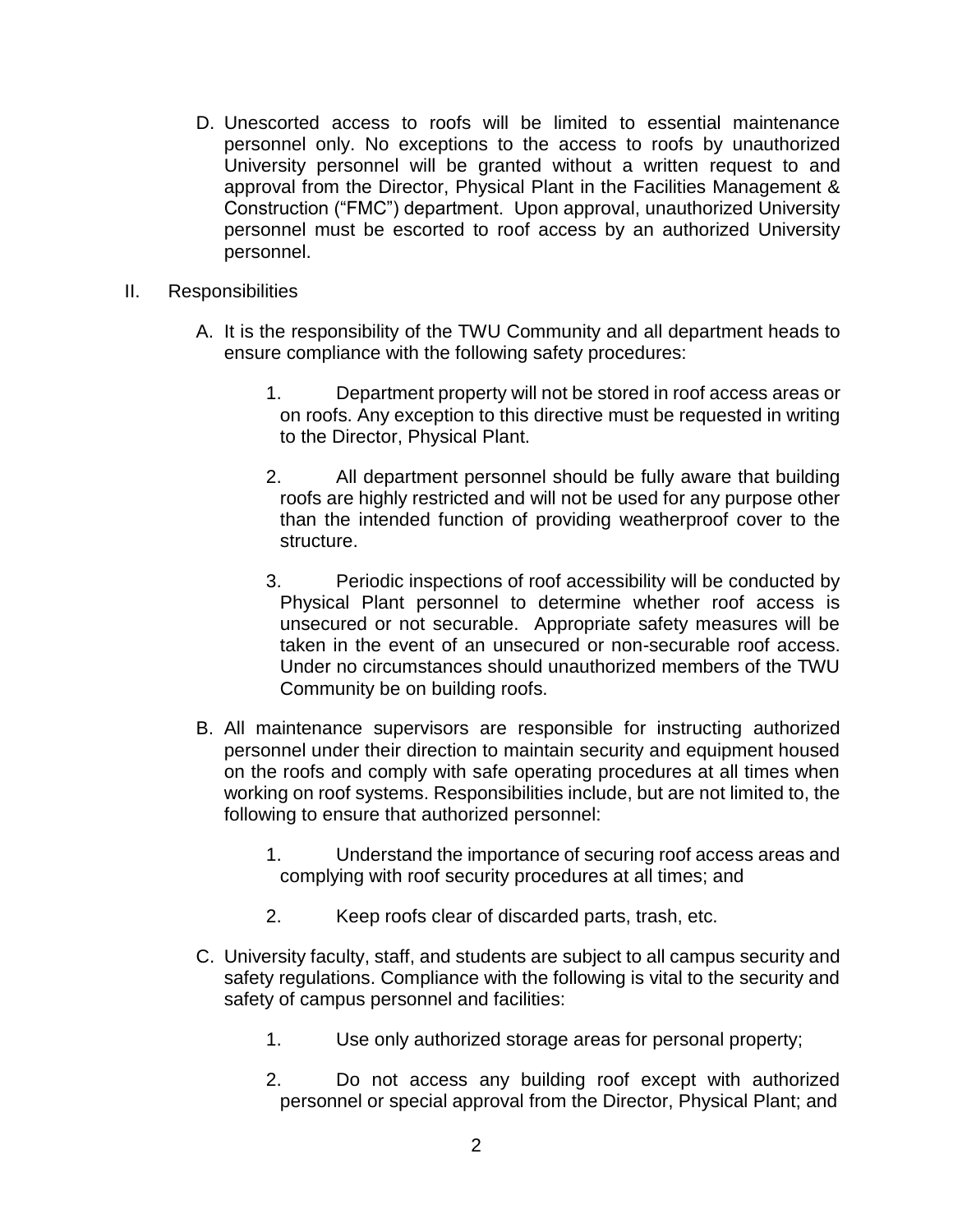D. Unescorted access to roofs will be limited to essential maintenance personnel only. No exceptions to the access to roofs by unauthorized University personnel will be granted without a written request to and approval from the Director, Physical Plant in the Facilities Management & Construction ("FMC") department. Upon approval, unauthorized University personnel must be escorted to roof access by an authorized University personnel.

## II. Responsibilities

A. It is the responsibility of the TWU Community and all department heads to ensure compliance with the following safety procedures:

   1. Department property will not be stored in roof access areas or on roofs. Any exception to this directive must be requested in writing to the Director, Physical Plant.

   2. All department personnel should be fully aware that building roofs are highly restricted and will not be used for any purpose other than the intended function of providing weatherproof cover to the structure.

   3. Periodic inspections of roof accessibility will be conducted by Physical Plant personnel to determine whether roof access is unsecured or not securable. Appropriate safety measures will be taken in the event of an unsecured or non-securable roof access. Under no circumstances should unauthorized members of the TWU Community be on building roofs.

B. All maintenance supervisors are responsible for instructing authorized personnel under their direction to maintain security and equipment housed on the roofs and comply with safe operating procedures at all times when working on roof systems. Responsibilities include, but are not limited to, the following to ensure that authorized personnel:

   1. Understand the importance of securing roof access areas and complying with roof security procedures at all times; and

   2. Keep roofs clear of discarded parts, trash, etc.

C. University faculty, staff, and students are subject to all campus security and safety regulations. Compliance with the following is vital to the security and safety of campus personnel and facilities:

   1. Use only authorized storage areas for personal property;

   2. Do not access any building roof except with authorized personnel or special approval from the Director, Physical Plant; and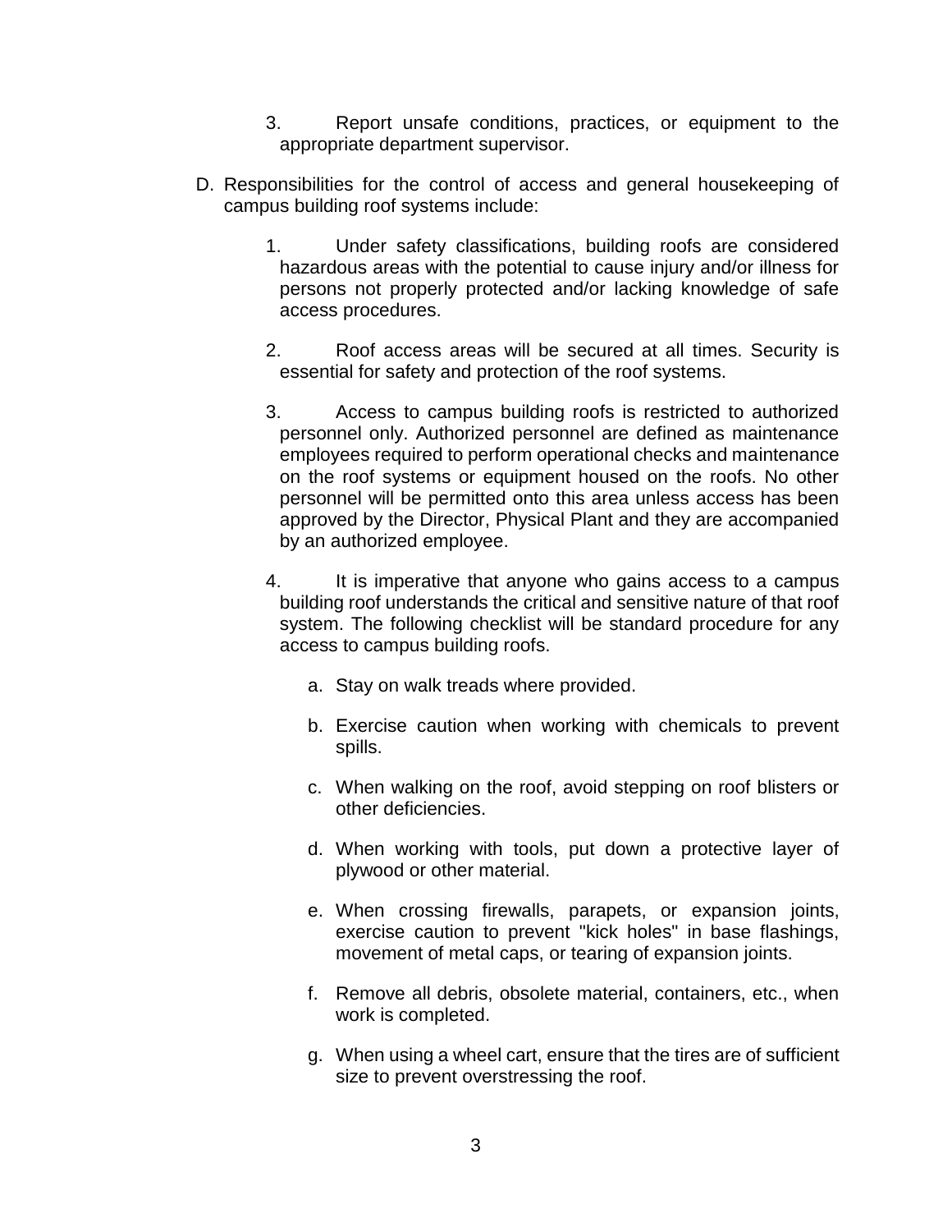3. Report unsafe conditions, practices, or equipment to the appropriate department supervisor.

D. Responsibilities for the control of access and general housekeeping of campus building roof systems include:

   1. Under safety classifications, building roofs are considered hazardous areas with the potential to cause injury and/or illness for persons not properly protected and/or lacking knowledge of safe access procedures.

   2. Roof access areas will be secured at all times. Security is essential for safety and protection of the roof systems.

   3. Access to campus building roofs is restricted to authorized personnel only. Authorized personnel are defined as maintenance employees required to perform operational checks and maintenance on the roof systems or equipment housed on the roofs. No other personnel will be permitted onto this area unless access has been approved by the Director, Physical Plant and they are accompanied by an authorized employee.

   4. It is imperative that anyone who gains access to a campus building roof understands the critical and sensitive nature of that roof system. The following checklist will be standard procedure for any access to campus building roofs.

      a. Stay on walk treads where provided.

      b. Exercise caution when working with chemicals to prevent spills.

      c. When walking on the roof, avoid stepping on roof blisters or other deficiencies.

      d. When working with tools, put down a protective layer of plywood or other material.

      e. When crossing firewalls, parapets, or expansion joints, exercise caution to prevent "kick holes" in base flashings, movement of metal caps, or tearing of expansion joints.

      f. Remove all debris, obsolete material, containers, etc., when work is completed.

      g. When using a wheel cart, ensure that the tires are of sufficient size to prevent overstressing the roof.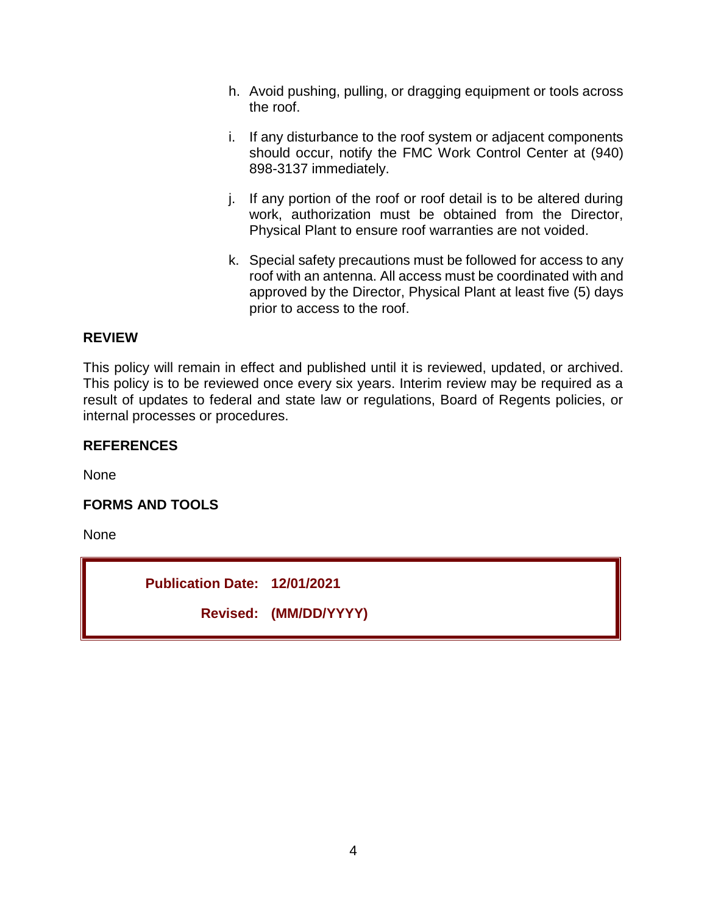h. Avoid pushing, pulling, or dragging equipment or tools across the roof.

i. If any disturbance to the roof system or adjacent components should occur, notify the FMC Work Control Center at (940) 898-3137 immediately.

j. If any portion of the roof or roof detail is to be altered during work, authorization must be obtained from the Director, Physical Plant to ensure roof warranties are not voided.

k. Special safety precautions must be followed for access to any roof with an antenna. All access must be coordinated with and approved by the Director, Physical Plant at least five (5) days prior to access to the roof.

## REVIEW

This policy will remain in effect and published until it is reviewed, updated, or archived. This policy is to be reviewed once every six years. Interim review may be required as a result of updates to federal and state law or regulations, Board of Regents policies, or internal processes or procedures.

## REFERENCES

None

## FORMS AND TOOLS

None

**Publication Date: 12/01/2021**

**Revised: (MM/DD/YYYY)**